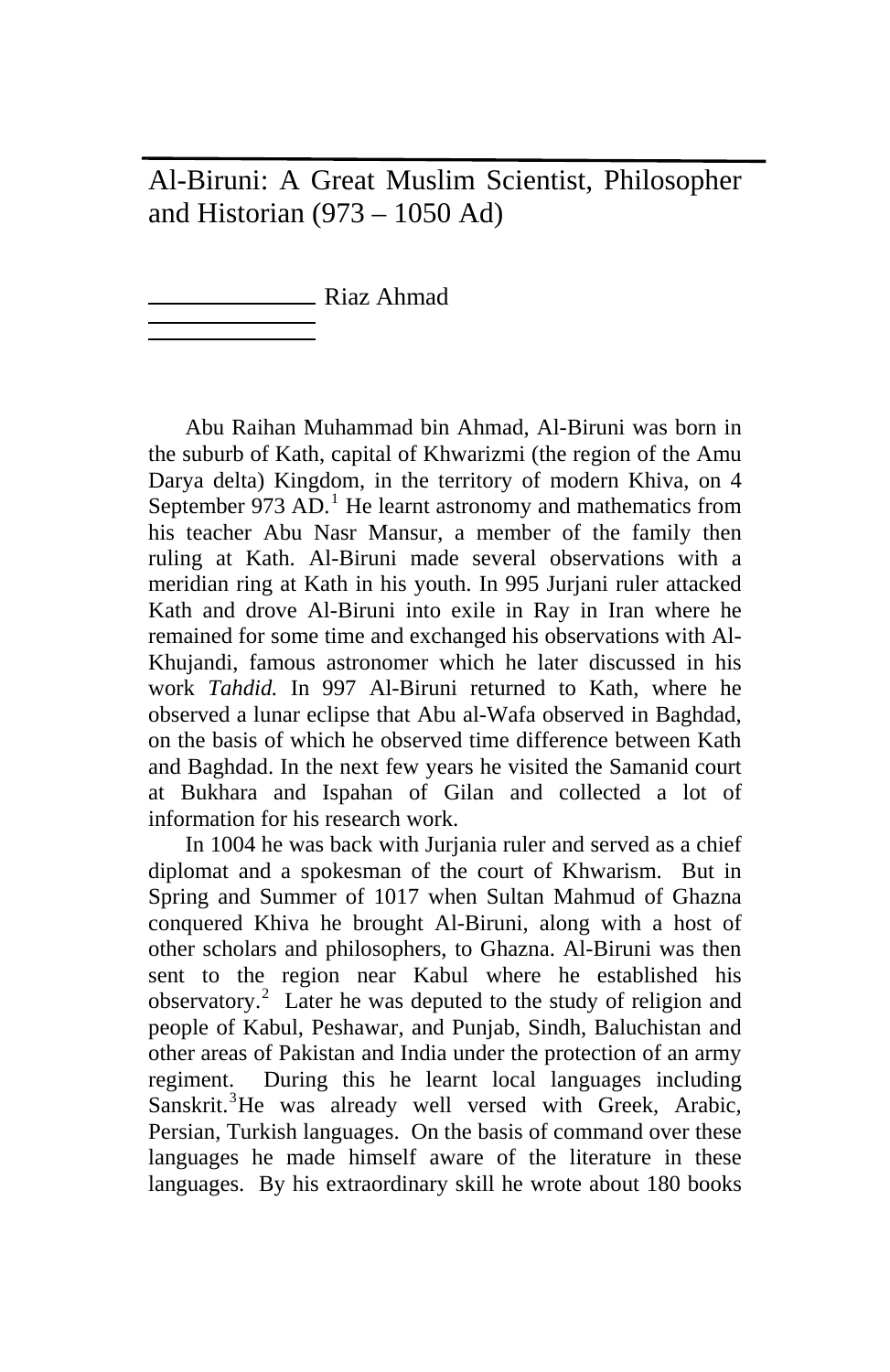# Al-Biruni: A Great Muslim Scientist, Philosopher and Historian (973 – 1050 Ad)

Riaz Ahmad

Abu Raihan Muhammad bin Ahmad, Al-Biruni was born in the suburb of Kath, capital of Khwarizmi (the region of the Amu Darya delta) Kingdom, in the territory of modern Khiva, on 4 September 973 AD.[1] He learnt astronomy and mathematics from his teacher Abu Nasr Mansur, a member of the family then ruling at Kath. Al-Biruni made several observations with a meridian ring at Kath in his youth. In 995 Jurjani ruler attacked Kath and drove Al-Biruni into exile in Ray in Iran where he remained for some time and exchanged his observations with Al-Khujandi, famous astronomer which he later discussed in his work *Tahdid.* In 997 Al-Biruni returned to Kath, where he observed a lunar eclipse that Abu al-Wafa observed in Baghdad, on the basis of which he observed time difference between Kath and Baghdad. In the next few years he visited the Samanid court at Bukhara and Ispahan of Gilan and collected a lot of information for his research work.

In 1004 he was back with Jurjania ruler and served as a chief diplomat and a spokesman of the court of Khwarism. But in Spring and Summer of 1017 when Sultan Mahmud of Ghazna conquered Khiva he brought Al-Biruni, along with a host of other scholars and philosophers, to Ghazna. Al-Biruni was then sent to the region near Kabul where he established his observatory.[2] Later he was deputed to the study of religion and people of Kabul, Peshawar, and Punjab, Sindh, Baluchistan and other areas of Pakistan and India under the protection of an army regiment. During this he learnt local languages including Sanskrit.[3]He was already well versed with Greek, Arabic, Persian, Turkish languages. On the basis of command over these languages he made himself aware of the literature in these languages. By his extraordinary skill he wrote about 180 books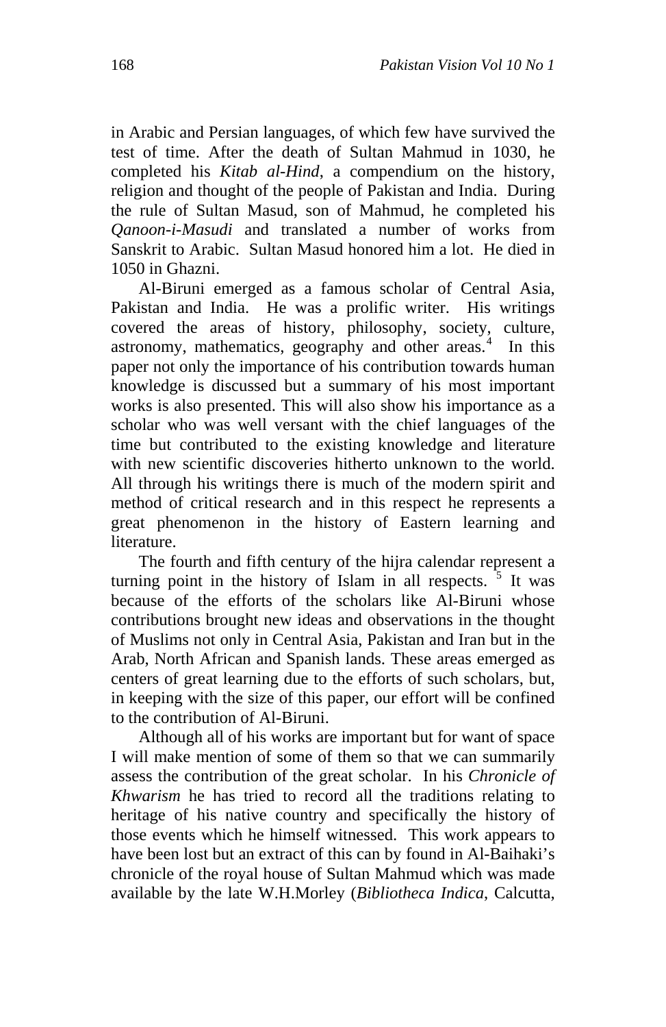in Arabic and Persian languages, of which few have survived the test of time. After the death of Sultan Mahmud in 1030, he completed his *Kitab al-Hind*, a compendium on the history, religion and thought of the people of Pakistan and India. During the rule of Sultan Masud, son of Mahmud, he completed his *Qanoon-i-Masudi* and translated a number of works from Sanskrit to Arabic. Sultan Masud honored him a lot. He died in 1050 in Ghazni.

Al-Biruni emerged as a famous scholar of Central Asia, Pakistan and India. He was a prolific writer. His writings covered the areas of history, philosophy, society, culture, astronomy, mathematics, geography and other areas.[4] In this paper not only the importance of his contribution towards human knowledge is discussed but a summary of his most important works is also presented. This will also show his importance as a scholar who was well versant with the chief languages of the time but contributed to the existing knowledge and literature with new scientific discoveries hitherto unknown to the world. All through his writings there is much of the modern spirit and method of critical research and in this respect he represents a great phenomenon in the history of Eastern learning and literature.

The fourth and fifth century of the hijra calendar represent a turning point in the history of Islam in all respects. [5] It was because of the efforts of the scholars like Al-Biruni whose contributions brought new ideas and observations in the thought of Muslims not only in Central Asia, Pakistan and Iran but in the Arab, North African and Spanish lands. These areas emerged as centers of great learning due to the efforts of such scholars, but, in keeping with the size of this paper, our effort will be confined to the contribution of Al-Biruni.

Although all of his works are important but for want of space I will make mention of some of them so that we can summarily assess the contribution of the great scholar. In his *Chronicle of Khwarism* he has tried to record all the traditions relating to heritage of his native country and specifically the history of those events which he himself witnessed. This work appears to have been lost but an extract of this can by found in Al-Baihaki's chronicle of the royal house of Sultan Mahmud which was made available by the late W.H.Morley (*Bibliotheca Indica*, Calcutta,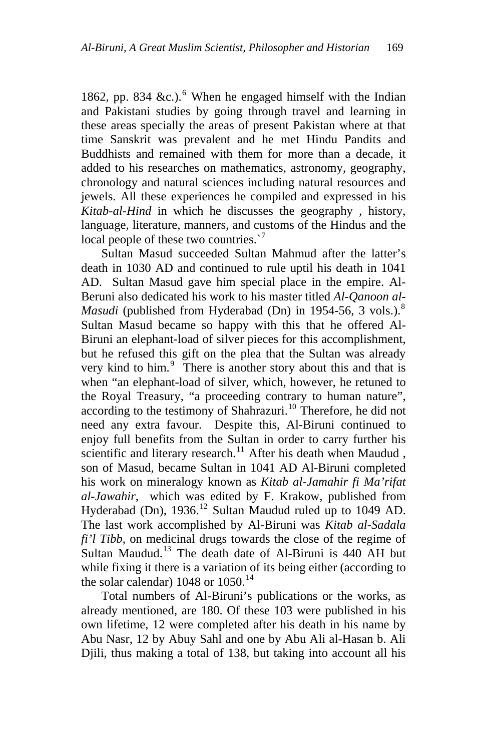1862, pp. 834 &c.).[6] When he engaged himself with the Indian and Pakistani studies by going through travel and learning in these areas specially the areas of present Pakistan where at that time Sanskrit was prevalent and he met Hindu Pandits and Buddhists and remained with them for more than a decade, it added to his researches on mathematics, astronomy, geography, chronology and natural sciences including natural resources and jewels. All these experiences he compiled and expressed in his *Kitab-al-Hind* in which he discusses the geography , history, language, literature, manners, and customs of the Hindus and the local people of these two countries.`[7]

Sultan Masud succeeded Sultan Mahmud after the latter's death in 1030 AD and continued to rule uptil his death in 1041 AD. Sultan Masud gave him special place in the empire. Al-Beruni also dedicated his work to his master titled *Al-Qanoon al-Masudi* (published from Hyderabad (Dn) in 1954-56, 3 vols.).[8] Sultan Masud became so happy with this that he offered Al-Biruni an elephant-load of silver pieces for this accomplishment, but he refused this gift on the plea that the Sultan was already very kind to him.[9] There is another story about this and that is when "an elephant-load of silver, which, however, he retuned to the Royal Treasury, "a proceeding contrary to human nature", according to the testimony of Shahrazuri.[10] Therefore, he did not need any extra favour. Despite this, Al-Biruni continued to enjoy full benefits from the Sultan in order to carry further his scientific and literary research.[11] After his death when Maudud , son of Masud, became Sultan in 1041 AD Al-Biruni completed his work on mineralogy known as *Kitab al-Jamahir fi Ma'rifat al-Jawahir*, which was edited by F. Krakow, published from Hyderabad (Dn), 1936.[12] Sultan Maudud ruled up to 1049 AD. The last work accomplished by Al-Biruni was *Kitab al-Sadala fi'l Tibb,* on medicinal drugs towards the close of the regime of Sultan Maudud.[13] The death date of Al-Biruni is 440 AH but while fixing it there is a variation of its being either (according to the solar calendar) 1048 or 1050.[14]

Total numbers of Al-Biruni's publications or the works, as already mentioned, are 180. Of these 103 were published in his own lifetime, 12 were completed after his death in his name by Abu Nasr, 12 by Abuy Sahl and one by Abu Ali al-Hasan b. Ali Djili, thus making a total of 138, but taking into account all his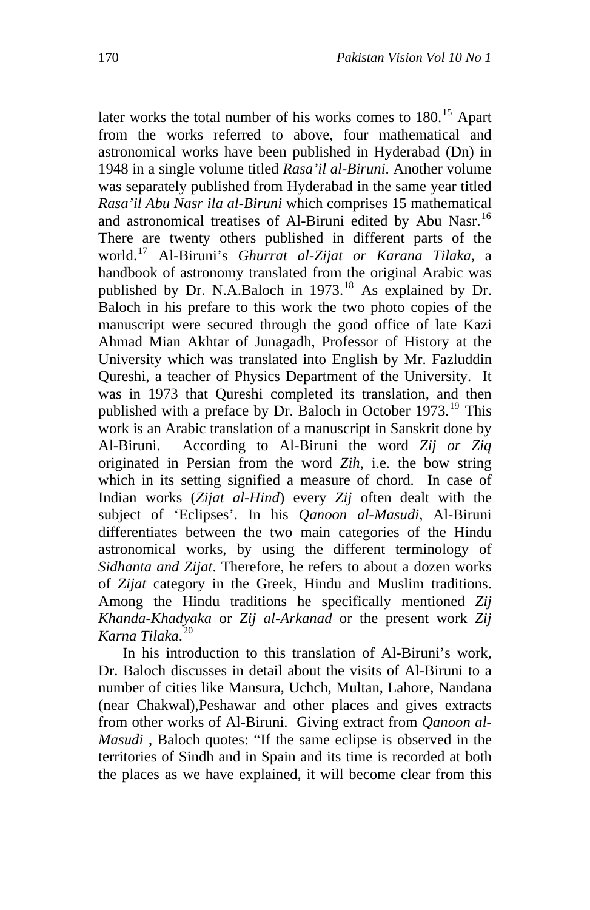later works the total number of his works comes to 180.[15] Apart from the works referred to above, four mathematical and astronomical works have been published in Hyderabad (Dn) in 1948 in a single volume titled *Rasa'il al-Biruni*. Another volume was separately published from Hyderabad in the same year titled *Rasa'il Abu Nasr ila al-Biruni* which comprises 15 mathematical and astronomical treatises of Al-Biruni edited by Abu Nasr.[16] There are twenty others published in different parts of the world.[17] Al-Biruni's *Ghurrat al-Zijat or Karana Tilaka*, a handbook of astronomy translated from the original Arabic was published by Dr. N.A.Baloch in 1973.[18] As explained by Dr. Baloch in his prefare to this work the two photo copies of the manuscript were secured through the good office of late Kazi Ahmad Mian Akhtar of Junagadh, Professor of History at the University which was translated into English by Mr. Fazluddin Qureshi, a teacher of Physics Department of the University. It was in 1973 that Qureshi completed its translation, and then published with a preface by Dr. Baloch in October 1973.[19] This work is an Arabic translation of a manuscript in Sanskrit done by Al-Biruni. According to Al-Biruni the word *Zij or Ziq* originated in Persian from the word *Zih*, i.e. the bow string which in its setting signified a measure of chord. In case of Indian works (*Zijat al-Hind*) every *Zij* often dealt with the subject of 'Eclipses'. In his *Qanoon al-Masudi*, Al-Biruni differentiates between the two main categories of the Hindu astronomical works, by using the different terminology of *Sidhanta and Zijat*. Therefore, he refers to about a dozen works of *Zijat* category in the Greek, Hindu and Muslim traditions. Among the Hindu traditions he specifically mentioned *Zij Khanda-Khadyaka* or *Zij al-Arkanad* or the present work *Zij Karna Tilaka*.[20]

In his introduction to this translation of Al-Biruni's work, Dr. Baloch discusses in detail about the visits of Al-Biruni to a number of cities like Mansura, Uchch, Multan, Lahore, Nandana (near Chakwal),Peshawar and other places and gives extracts from other works of Al-Biruni. Giving extract from *Qanoon al-Masudi* , Baloch quotes: "If the same eclipse is observed in the territories of Sindh and in Spain and its time is recorded at both the places as we have explained, it will become clear from this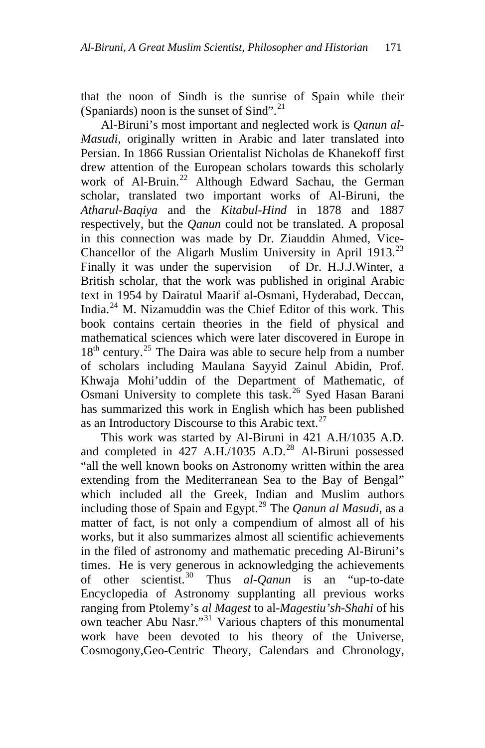that the noon of Sindh is the sunrise of Spain while their (Spaniards) noon is the sunset of Sind".[21]

Al-Biruni's most important and neglected work is *Qanun al-Masudi*, originally written in Arabic and later translated into Persian. In 1866 Russian Orientalist Nicholas de Khanekoff first drew attention of the European scholars towards this scholarly work of Al-Bruin.[22] Although Edward Sachau, the German scholar, translated two important works of Al-Biruni, the *Atharul-Baqiya* and the *Kitabul-Hind* in 1878 and 1887 respectively, but the *Qanun* could not be translated. A proposal in this connection was made by Dr. Ziauddin Ahmed, Vice-Chancellor of the Aligarh Muslim University in April 1913.[23] Finally it was under the supervision of Dr. H.J.J.Winter, a British scholar, that the work was published in original Arabic text in 1954 by Dairatul Maarif al-Osmani, Hyderabad, Deccan, India.[24] M. Nizamuddin was the Chief Editor of this work. This book contains certain theories in the field of physical and mathematical sciences which were later discovered in Europe in 18th century.[25] The Daira was able to secure help from a number of scholars including Maulana Sayyid Zainul Abidin, Prof. Khwaja Mohi'uddin of the Department of Mathematic, of Osmani University to complete this task.[26] Syed Hasan Barani has summarized this work in English which has been published as an Introductory Discourse to this Arabic text.[27]

This work was started by Al-Biruni in 421 A.H/1035 A.D. and completed in 427 A.H./1035 A.D.[28] Al-Biruni possessed "all the well known books on Astronomy written within the area extending from the Mediterranean Sea to the Bay of Bengal" which included all the Greek, Indian and Muslim authors including those of Spain and Egypt.[29] The *Qanun al Masudi*, as a matter of fact, is not only a compendium of almost all of his works, but it also summarizes almost all scientific achievements in the filed of astronomy and mathematic preceding Al-Biruni's times. He is very generous in acknowledging the achievements of other scientist.[30] Thus *al-Qanun* is an "up-to-date Encyclopedia of Astronomy supplanting all previous works ranging from Ptolemy's *al Magest* to al-*Magestiu'sh-Shahi* of his own teacher Abu Nasr."[31] Various chapters of this monumental work have been devoted to his theory of the Universe, Cosmogony,Geo-Centric Theory, Calendars and Chronology,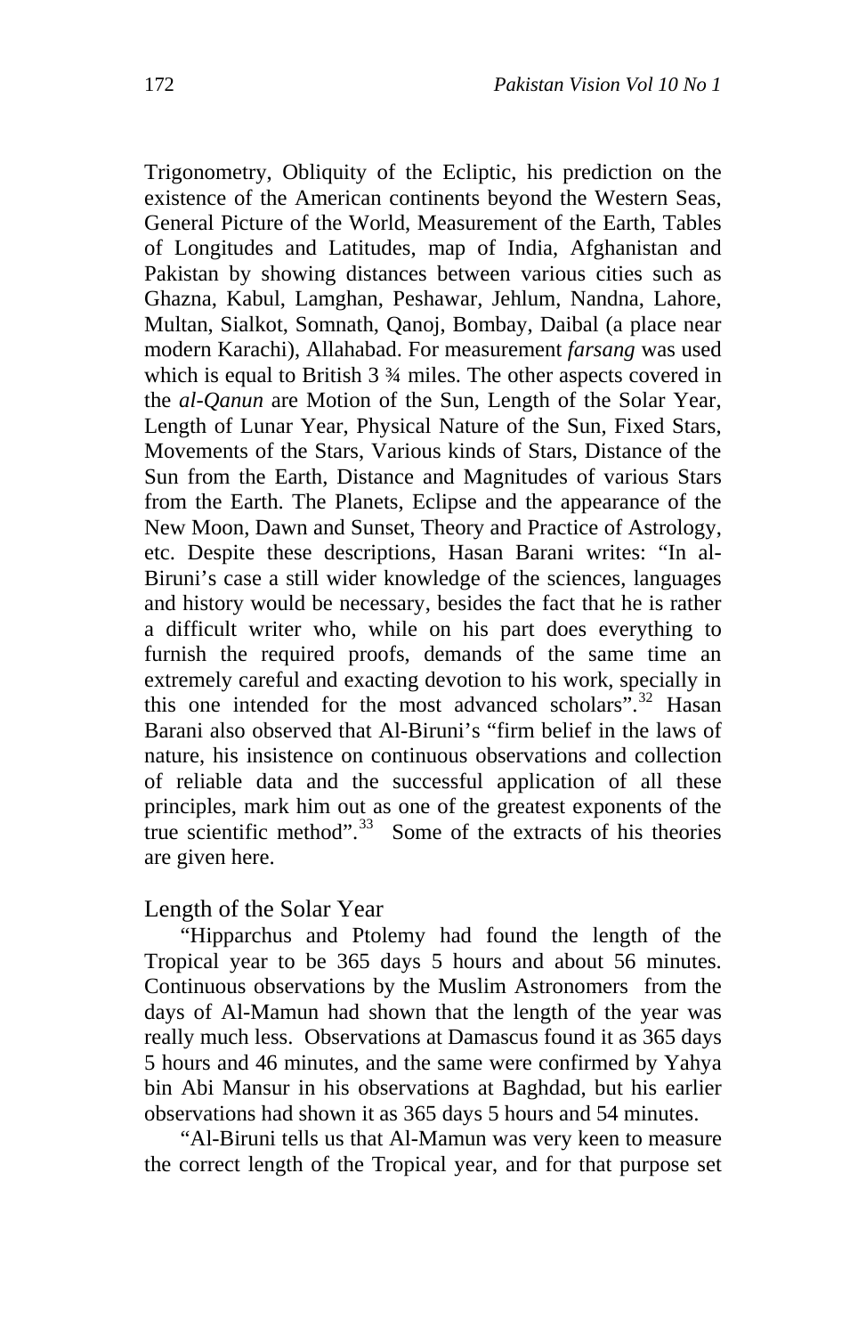Trigonometry, Obliquity of the Ecliptic, his prediction on the existence of the American continents beyond the Western Seas, General Picture of the World, Measurement of the Earth, Tables of Longitudes and Latitudes, map of India, Afghanistan and Pakistan by showing distances between various cities such as Ghazna, Kabul, Lamghan, Peshawar, Jehlum, Nandna, Lahore, Multan, Sialkot, Somnath, Qanoj, Bombay, Daibal (a place near modern Karachi), Allahabad. For measurement *farsang* was used which is equal to British 3 ¾ miles. The other aspects covered in the *al-Qanun* are Motion of the Sun, Length of the Solar Year, Length of Lunar Year, Physical Nature of the Sun, Fixed Stars, Movements of the Stars, Various kinds of Stars, Distance of the Sun from the Earth, Distance and Magnitudes of various Stars from the Earth. The Planets, Eclipse and the appearance of the New Moon, Dawn and Sunset, Theory and Practice of Astrology, etc. Despite these descriptions, Hasan Barani writes: "In al-Biruni's case a still wider knowledge of the sciences, languages and history would be necessary, besides the fact that he is rather a difficult writer who, while on his part does everything to furnish the required proofs, demands of the same time an extremely careful and exacting devotion to his work, specially in this one intended for the most advanced scholars".[32] Hasan Barani also observed that Al-Biruni's "firm belief in the laws of nature, his insistence on continuous observations and collection of reliable data and the successful application of all these principles, mark him out as one of the greatest exponents of the true scientific method".[33] Some of the extracts of his theories are given here.

## Length of the Solar Year

"Hipparchus and Ptolemy had found the length of the Tropical year to be 365 days 5 hours and about 56 minutes. Continuous observations by the Muslim Astronomers from the days of Al-Mamun had shown that the length of the year was really much less. Observations at Damascus found it as 365 days 5 hours and 46 minutes, and the same were confirmed by Yahya bin Abi Mansur in his observations at Baghdad, but his earlier observations had shown it as 365 days 5 hours and 54 minutes.

"Al-Biruni tells us that Al-Mamun was very keen to measure the correct length of the Tropical year, and for that purpose set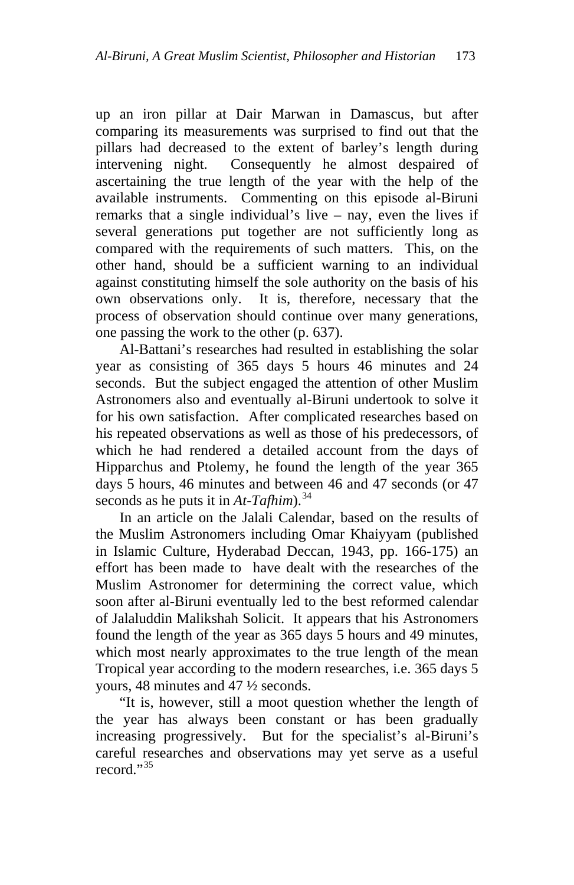up an iron pillar at Dair Marwan in Damascus, but after comparing its measurements was surprised to find out that the pillars had decreased to the extent of barley's length during intervening night. Consequently he almost despaired of ascertaining the true length of the year with the help of the available instruments. Commenting on this episode al-Biruni remarks that a single individual's live – nay, even the lives if several generations put together are not sufficiently long as compared with the requirements of such matters. This, on the other hand, should be a sufficient warning to an individual against constituting himself the sole authority on the basis of his own observations only. It is, therefore, necessary that the process of observation should continue over many generations, one passing the work to the other (p. 637).

Al-Battani's researches had resulted in establishing the solar year as consisting of 365 days 5 hours 46 minutes and 24 seconds. But the subject engaged the attention of other Muslim Astronomers also and eventually al-Biruni undertook to solve it for his own satisfaction. After complicated researches based on his repeated observations as well as those of his predecessors, of which he had rendered a detailed account from the days of Hipparchus and Ptolemy, he found the length of the year 365 days 5 hours, 46 minutes and between 46 and 47 seconds (or 47 seconds as he puts it in *At-Tafhim*).[34]

In an article on the Jalali Calendar, based on the results of the Muslim Astronomers including Omar Khaiyyam (published in Islamic Culture, Hyderabad Deccan, 1943, pp. 166-175) an effort has been made to have dealt with the researches of the Muslim Astronomer for determining the correct value, which soon after al-Biruni eventually led to the best reformed calendar of Jalaluddin Malikshah Solicit. It appears that his Astronomers found the length of the year as 365 days 5 hours and 49 minutes, which most nearly approximates to the true length of the mean Tropical year according to the modern researches, i.e. 365 days 5 yours, 48 minutes and 47 ½ seconds.

"It is, however, still a moot question whether the length of the year has always been constant or has been gradually increasing progressively. But for the specialist's al-Biruni's careful researches and observations may yet serve as a useful record."[35]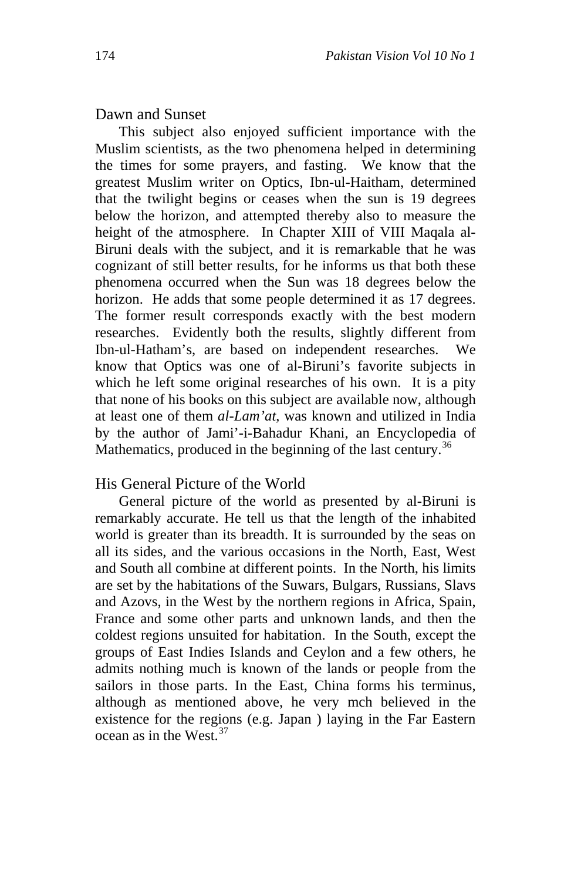## Dawn and Sunset

This subject also enjoyed sufficient importance with the Muslim scientists, as the two phenomena helped in determining the times for some prayers, and fasting. We know that the greatest Muslim writer on Optics, Ibn-ul-Haitham, determined that the twilight begins or ceases when the sun is 19 degrees below the horizon, and attempted thereby also to measure the height of the atmosphere. In Chapter XIII of VIII Maqala al-Biruni deals with the subject, and it is remarkable that he was cognizant of still better results, for he informs us that both these phenomena occurred when the Sun was 18 degrees below the horizon. He adds that some people determined it as 17 degrees. The former result corresponds exactly with the best modern researches. Evidently both the results, slightly different from Ibn-ul-Hatham's, are based on independent researches. We know that Optics was one of al-Biruni's favorite subjects in which he left some original researches of his own. It is a pity that none of his books on this subject are available now, although at least one of them *al-Lam'at*, was known and utilized in India by the author of Jami'-i-Bahadur Khani, an Encyclopedia of Mathematics, produced in the beginning of the last century.[36]

## His General Picture of the World

General picture of the world as presented by al-Biruni is remarkably accurate. He tell us that the length of the inhabited world is greater than its breadth. It is surrounded by the seas on all its sides, and the various occasions in the North, East, West and South all combine at different points. In the North, his limits are set by the habitations of the Suwars, Bulgars, Russians, Slavs and Azovs, in the West by the northern regions in Africa, Spain, France and some other parts and unknown lands, and then the coldest regions unsuited for habitation. In the South, except the groups of East Indies Islands and Ceylon and a few others, he admits nothing much is known of the lands or people from the sailors in those parts. In the East, China forms his terminus, although as mentioned above, he very mch believed in the existence for the regions (e.g. Japan ) laying in the Far Eastern ocean as in the West.[37]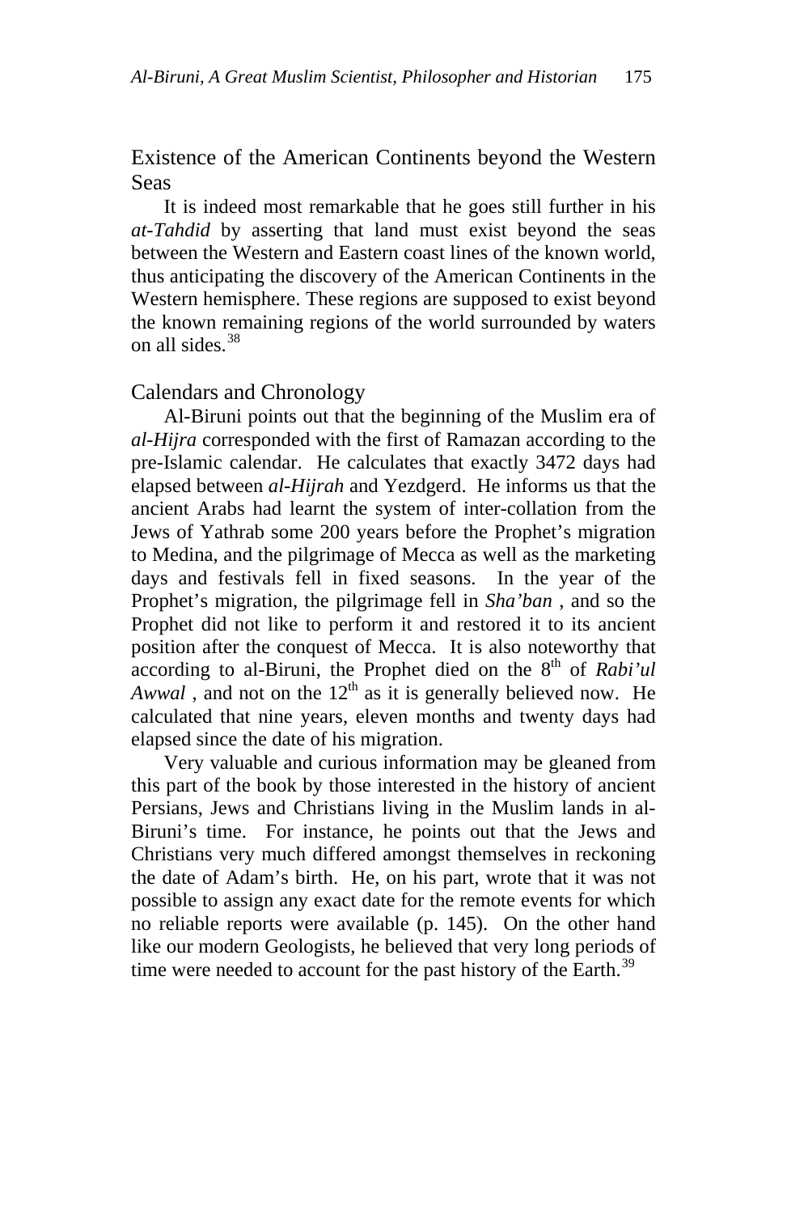## Existence of the American Continents beyond the Western Seas

It is indeed most remarkable that he goes still further in his *at-Tahdid* by asserting that land must exist beyond the seas between the Western and Eastern coast lines of the known world, thus anticipating the discovery of the American Continents in the Western hemisphere. These regions are supposed to exist beyond the known remaining regions of the world surrounded by waters on all sides.[38]

## Calendars and Chronology

Al-Biruni points out that the beginning of the Muslim era of *al-Hijra* corresponded with the first of Ramazan according to the pre-Islamic calendar. He calculates that exactly 3472 days had elapsed between *al-Hijrah* and Yezdgerd. He informs us that the ancient Arabs had learnt the system of inter-collation from the Jews of Yathrab some 200 years before the Prophet's migration to Medina, and the pilgrimage of Mecca as well as the marketing days and festivals fell in fixed seasons. In the year of the Prophet's migration, the pilgrimage fell in *Sha'ban* , and so the Prophet did not like to perform it and restored it to its ancient position after the conquest of Mecca. It is also noteworthy that according to al-Biruni, the Prophet died on the 8th of *Rabi'ul Awwal* , and not on the 12th as it is generally believed now. He calculated that nine years, eleven months and twenty days had elapsed since the date of his migration.

Very valuable and curious information may be gleaned from this part of the book by those interested in the history of ancient Persians, Jews and Christians living in the Muslim lands in al-Biruni's time. For instance, he points out that the Jews and Christians very much differed amongst themselves in reckoning the date of Adam's birth. He, on his part, wrote that it was not possible to assign any exact date for the remote events for which no reliable reports were available (p. 145). On the other hand like our modern Geologists, he believed that very long periods of time were needed to account for the past history of the Earth.[39]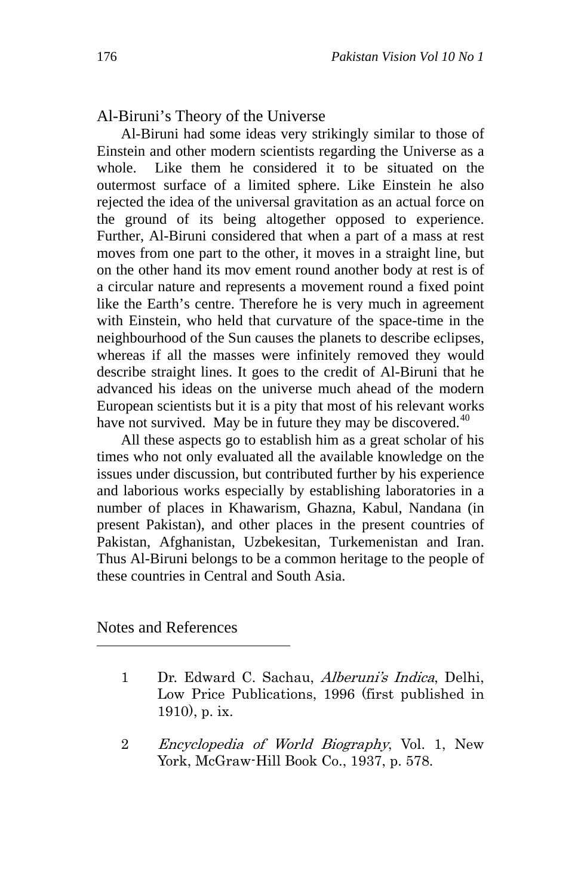## Al-Biruni's Theory of the Universe

Al-Biruni had some ideas very strikingly similar to those of Einstein and other modern scientists regarding the Universe as a whole. Like them he considered it to be situated on the outermost surface of a limited sphere. Like Einstein he also rejected the idea of the universal gravitation as an actual force on the ground of its being altogether opposed to experience. Further, Al-Biruni considered that when a part of a mass at rest moves from one part to the other, it moves in a straight line, but on the other hand its mov ement round another body at rest is of a circular nature and represents a movement round a fixed point like the Earth's centre. Therefore he is very much in agreement with Einstein, who held that curvature of the space-time in the neighbourhood of the Sun causes the planets to describe eclipses, whereas if all the masses were infinitely removed they would describe straight lines. It goes to the credit of Al-Biruni that he advanced his ideas on the universe much ahead of the modern European scientists but it is a pity that most of his relevant works have not survived. May be in future they may be discovered.[40]

All these aspects go to establish him as a great scholar of his times who not only evaluated all the available knowledge on the issues under discussion, but contributed further by his experience and laborious works especially by establishing laboratories in a number of places in Khawarism, Ghazna, Kabul, Nandana (in present Pakistan), and other places in the present countries of Pakistan, Afghanistan, Uzbekesitan, Turkemenistan and Iran. Thus Al-Biruni belongs to be a common heritage to the people of these countries in Central and South Asia.

## Notes and References

1. Dr. Edward C. Sachau, *Alberuni's Indica*, Delhi, Low Price Publications, 1996 (first published in 1910), p. ix.

2. *Encyclopedia of World Biography*, Vol. 1, New York, McGraw-Hill Book Co., 1937, p. 578.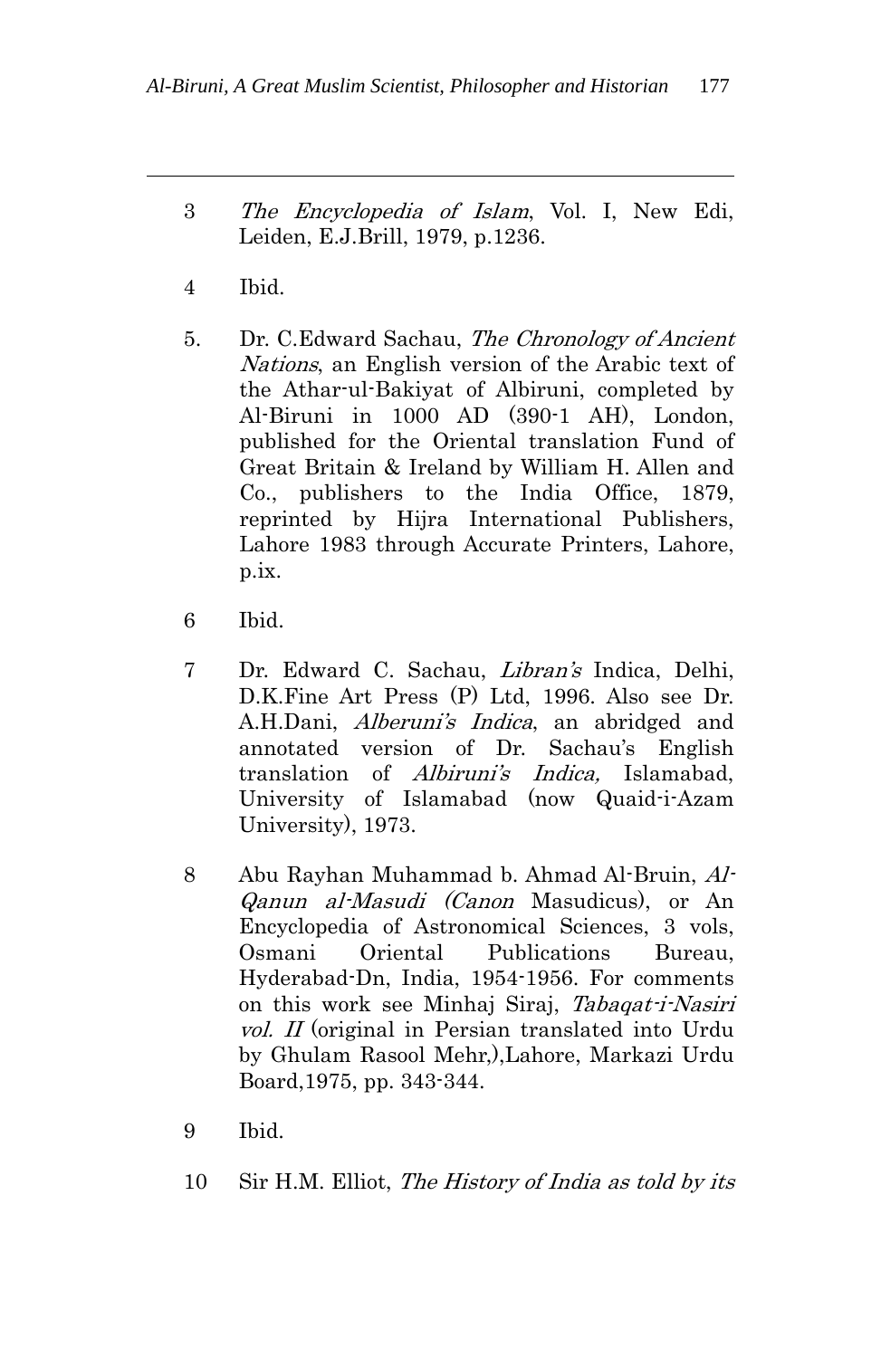3 *The Encyclopedia of Islam*, Vol. I, New Edi, Leiden, E.J.Brill, 1979, p.1236.

4 Ibid.

5. Dr. C.Edward Sachau, *The Chronology of Ancient Nations*, an English version of the Arabic text of the Athar-ul-Bakiyat of Albiruni, completed by Al-Biruni in 1000 AD (390-1 AH), London, published for the Oriental translation Fund of Great Britain & Ireland by William H. Allen and Co., publishers to the India Office, 1879, reprinted by Hijra International Publishers, Lahore 1983 through Accurate Printers, Lahore, p.ix.

6 Ibid.

7 Dr. Edward C. Sachau, *Libran's* Indica, Delhi, D.K.Fine Art Press (P) Ltd, 1996. Also see Dr. A.H.Dani, *Alberuni's Indica*, an abridged and annotated version of Dr. Sachau's English translation of *Albiruni's Indica,* Islamabad, University of Islamabad (now Quaid-i-Azam University), 1973.

8 Abu Rayhan Muhammad b. Ahmad Al-Bruin, *Al-Qanun al-Masudi (Canon* Masudicus), or An Encyclopedia of Astronomical Sciences, 3 vols, Osmani Oriental Publications Bureau, Hyderabad-Dn, India, 1954-1956. For comments on this work see Minhaj Siraj, *Tabaqat-i-Nasiri vol. II* (original in Persian translated into Urdu by Ghulam Rasool Mehr,),Lahore, Markazi Urdu Board,1975, pp. 343-344.

9 Ibid.

10 Sir H.M. Elliot, *The History of India as told by its*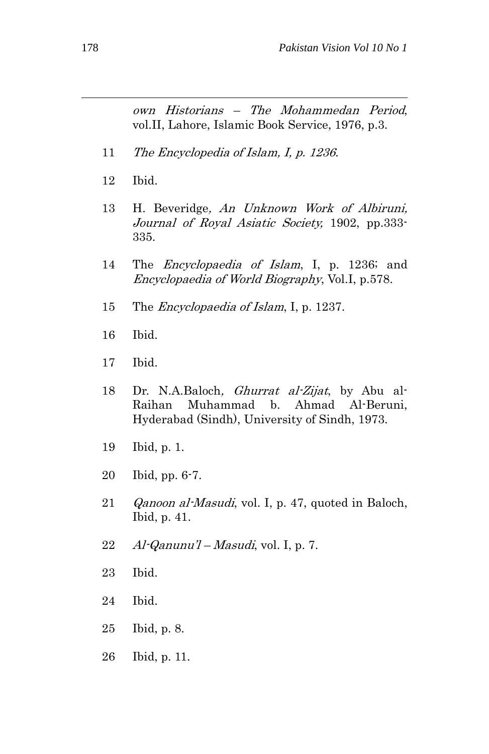*own Historians – The Mohammedan Period*, vol.II, Lahore, Islamic Book Service, 1976, p.3.

11 *The Encyclopedia of Islam, I, p. 1236.*

12 Ibid.

13 H. Beveridge*, An Unknown Work of Albiruni, Journal of Royal Asiatic Society,* 1902, pp.333-335.

14 The *Encyclopaedia of Islam*, I, p. 1236; and *Encyclopaedia of World Biography*, Vol.I, p.578.

15 The *Encyclopaedia of Islam*, I, p. 1237.

16 Ibid.

17 Ibid.

18 Dr. N.A.Baloch*, Ghurrat al-Zijat*, by Abu al-Raihan Muhammad b. Ahmad Al-Beruni, Hyderabad (Sindh), University of Sindh, 1973.

19 Ibid, p. 1.

20 Ibid, pp. 6-7.

21 *Qanoon al-Masudi*, vol. I, p. 47, quoted in Baloch, Ibid, p. 41.

22 *Al-Qanunu'l – Masudi*, vol. I, p. 7.

23 Ibid.

24 Ibid.

25 Ibid, p. 8.

26 Ibid, p. 11.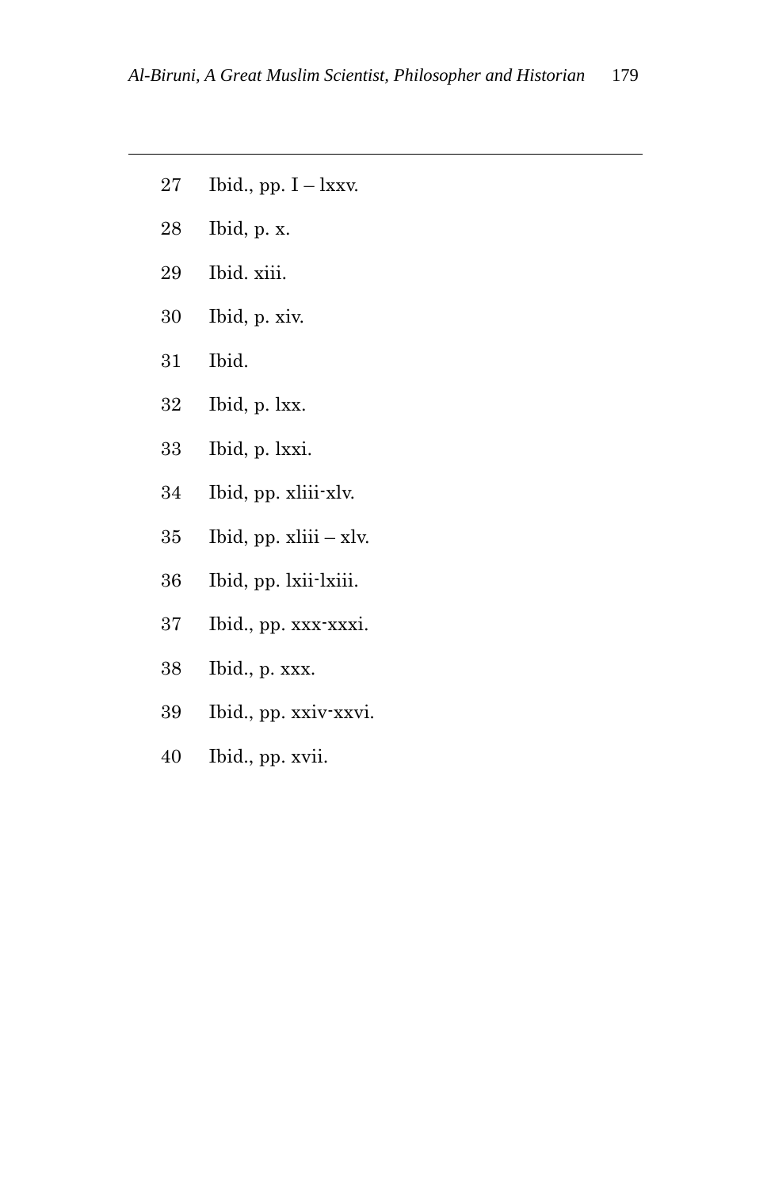27 Ibid., pp. I – lxxv.

28 Ibid, p. x.

29 Ibid. xiii.

30 Ibid, p. xiv.

31 Ibid.

32 Ibid, p. lxx.

33 Ibid, p. lxxi.

34 Ibid, pp. xliii-xlv.

35 Ibid, pp. xliii – xlv.

36 Ibid, pp. lxii-lxiii.

37 Ibid., pp. xxx-xxxi.

38 Ibid., p. xxx.

39 Ibid., pp. xxiv-xxvi.

40 Ibid., pp. xvii.